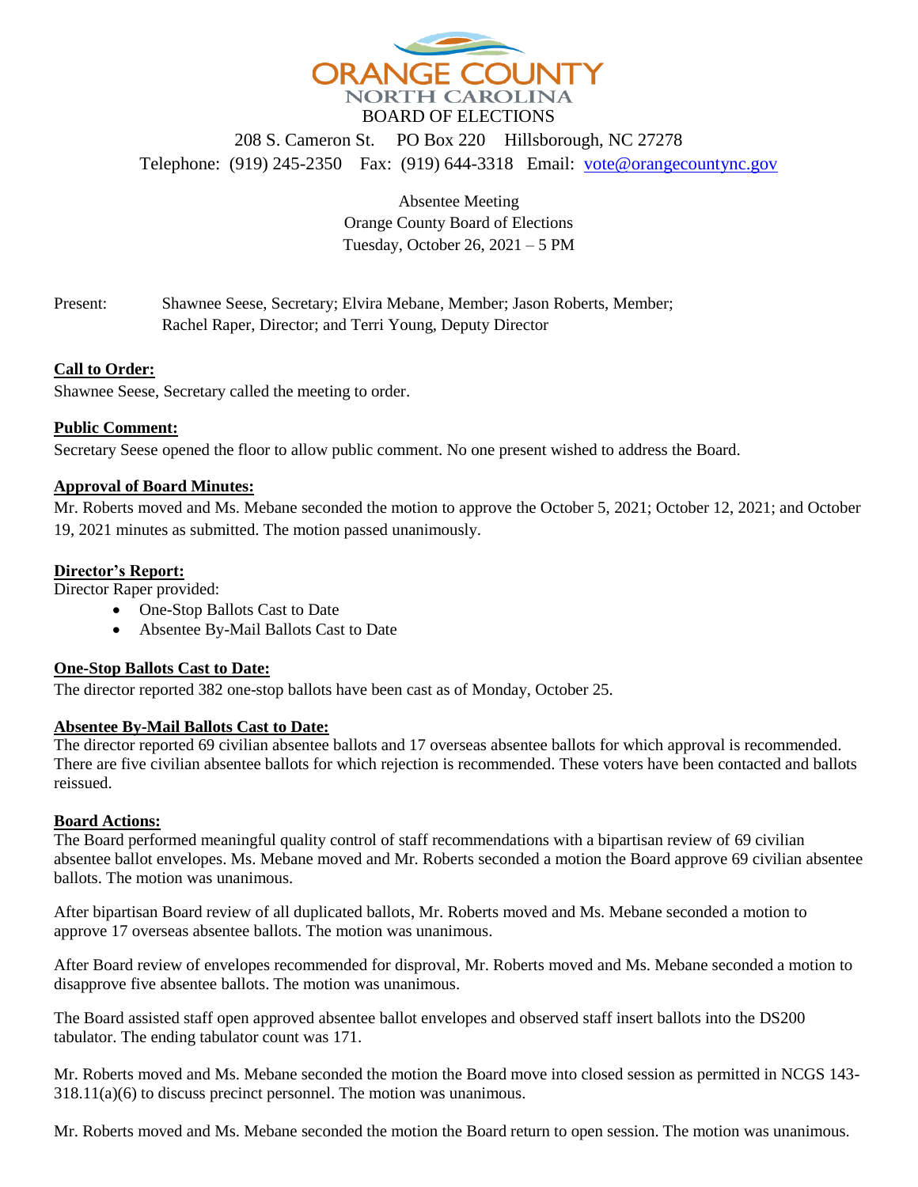# ORANGE COUNTY
NORTH CAROLINA

BOARD OF ELECTIONS

208 S. Cameron St. PO Box 220 Hillsborough, NC 27278

Telephone: (919) 245-2350 Fax: (919) 644-3318 Email: vote@orangecountync.gov

Absentee Meeting
Orange County Board of Elections
Tuesday, October 26, 2021 – 5 PM

Present: Shawnee Seese, Secretary; Elvira Mebane, Member; Jason Roberts, Member; Rachel Raper, Director; and Terri Young, Deputy Director

**Call to Order:**

Shawnee Seese, Secretary called the meeting to order.

**Public Comment:**

Secretary Seese opened the floor to allow public comment. No one present wished to address the Board.

**Approval of Board Minutes:**

Mr. Roberts moved and Ms. Mebane seconded the motion to approve the October 5, 2021; October 12, 2021; and October 19, 2021 minutes as submitted. The motion passed unanimously.

**Director's Report:**

Director Raper provided:

- One-Stop Ballots Cast to Date
- Absentee By-Mail Ballots Cast to Date

**One-Stop Ballots Cast to Date:**

The director reported 382 one-stop ballots have been cast as of Monday, October 25.

**Absentee By-Mail Ballots Cast to Date:**

The director reported 69 civilian absentee ballots and 17 overseas absentee ballots for which approval is recommended. There are five civilian absentee ballots for which rejection is recommended. These voters have been contacted and ballots reissued.

**Board Actions:**

The Board performed meaningful quality control of staff recommendations with a bipartisan review of 69 civilian absentee ballot envelopes. Ms. Mebane moved and Mr. Roberts seconded a motion the Board approve 69 civilian absentee ballots. The motion was unanimous.

After bipartisan Board review of all duplicated ballots, Mr. Roberts moved and Ms. Mebane seconded a motion to approve 17 overseas absentee ballots. The motion was unanimous.

After Board review of envelopes recommended for disproval, Mr. Roberts moved and Ms. Mebane seconded a motion to disapprove five absentee ballots. The motion was unanimous.

The Board assisted staff open approved absentee ballot envelopes and observed staff insert ballots into the DS200 tabulator. The ending tabulator count was 171.

Mr. Roberts moved and Ms. Mebane seconded the motion the Board move into closed session as permitted in NCGS 143-318.11(a)(6) to discuss precinct personnel. The motion was unanimous.

Mr. Roberts moved and Ms. Mebane seconded the motion the Board return to open session. The motion was unanimous.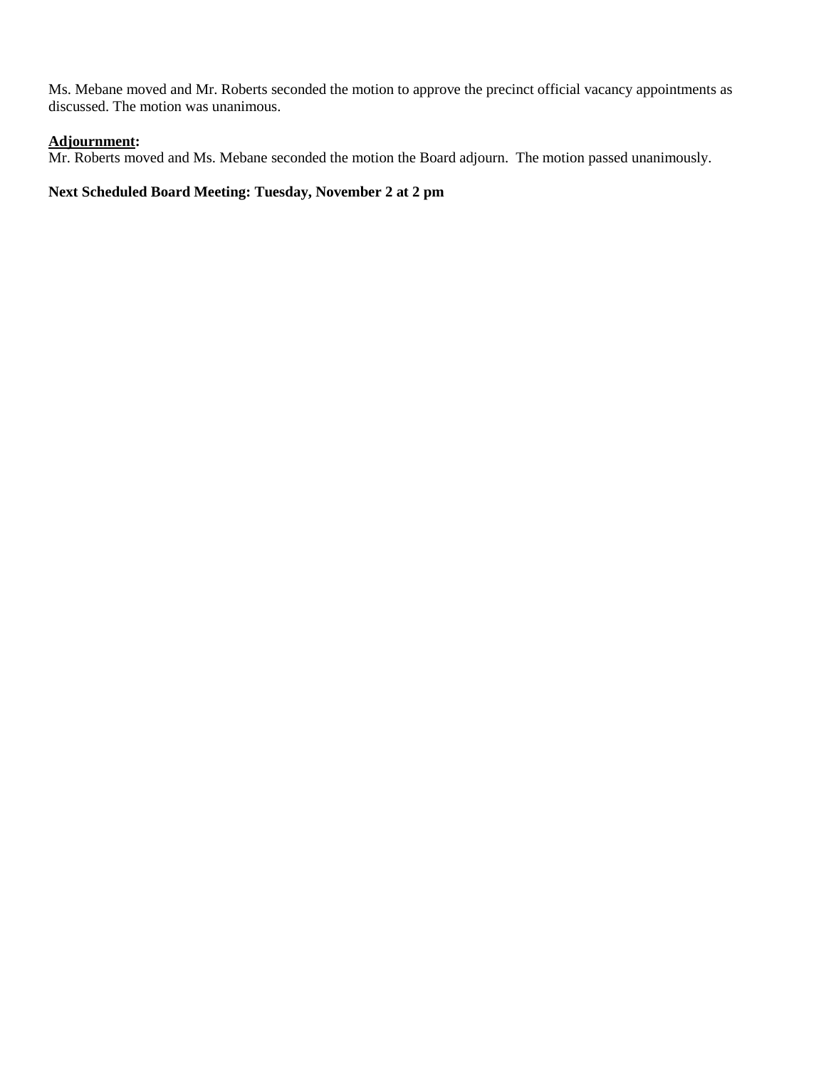Ms. Mebane moved and Mr. Roberts seconded the motion to approve the precinct official vacancy appointments as discussed. The motion was unanimous.

**Adjournment:**

Mr. Roberts moved and Ms. Mebane seconded the motion the Board adjourn. The motion passed unanimously.

**Next Scheduled Board Meeting: Tuesday, November 2 at 2 pm**